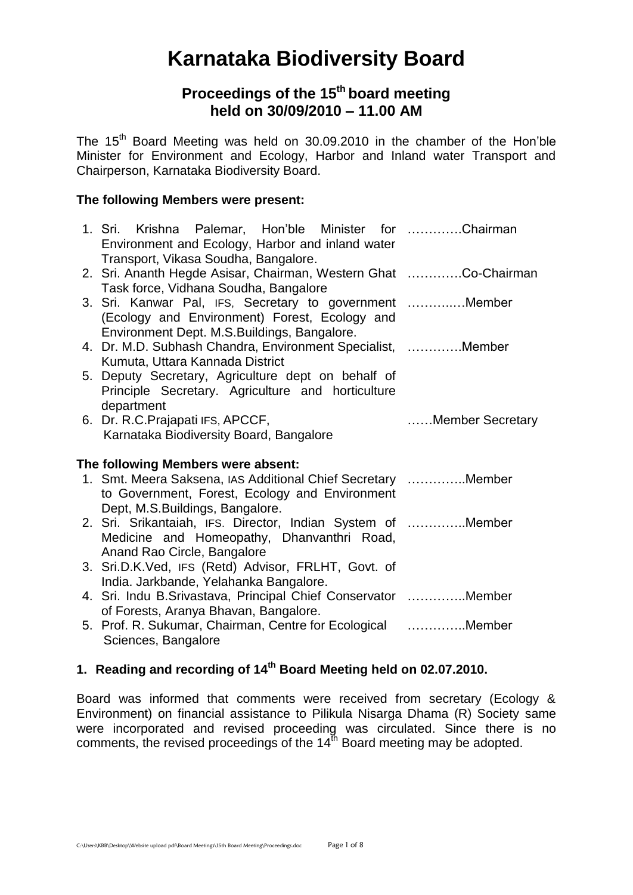# Karnataka Biodiversity Board

## Proceedings of the 15th board meeting held on 30/09/2010 – 11.00 AM

The 15th Board Meeting was held on 30.09.2010 in the chamber of the Hon'ble Minister for Environment and Ecology, Harbor and Inland water Transport and Chairperson, Karnataka Biodiversity Board.

**The following Members were present:**

1. Sri. Krishna Palemar, Hon'ble Minister for Environment and Ecology, Harbor and inland water Transport, Vikasa Soudha, Bangalore. ………….Chairman
2. Sri. Ananth Hegde Asisar, Chairman, Western Ghat Task force, Vidhana Soudha, Bangalore ………….Co-Chairman
3. Sri. Kanwar Pal, IFS, Secretary to government (Ecology and Environment) Forest, Ecology and Environment Dept. M.S.Buildings, Bangalore. ………..…Member
4. Dr. M.D. Subhash Chandra, Environment Specialist, Kumuta, Uttara Kannada District ………….Member
5. Deputy Secretary, Agriculture dept on behalf of Principle Secretary. Agriculture and horticulture department
6. Dr. R.C.Prajapati IFS, APCCF, Karnataka Biodiversity Board, Bangalore ……Member Secretary

**The following Members were absent:**

1. Smt. Meera Saksena, IAS Additional Chief Secretary to Government, Forest, Ecology and Environment Dept, M.S.Buildings, Bangalore. …………..Member
2. Sri. Srikantaiah, IFS. Director, Indian System of Medicine and Homeopathy, Dhanvanthri Road, Anand Rao Circle, Bangalore …………..Member
3. Sri.D.K.Ved, IFS (Retd) Advisor, FRLHT, Govt. of India. Jarkbande, Yelahanka Bangalore.
4. Sri. Indu B.Srivastava, Principal Chief Conservator of Forests, Aranya Bhavan, Bangalore. …………..Member
5. Prof. R. Sukumar, Chairman, Centre for Ecological Sciences, Bangalore …………..Member

### 1. Reading and recording of 14th Board Meeting held on 02.07.2010.

Board was informed that comments were received from secretary (Ecology & Environment) on financial assistance to Pilikula Nisarga Dhama (R) Society same were incorporated and revised proceeding was circulated. Since there is no comments, the revised proceedings of the 14th Board meeting may be adopted.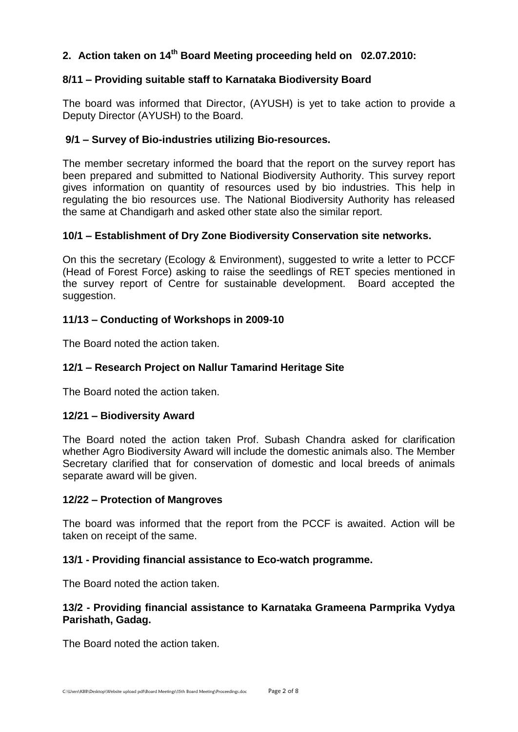## 2. Action taken on 14th Board Meeting proceeding held on 02.07.2010:

### 8/11 – Providing suitable staff to Karnataka Biodiversity Board

The board was informed that Director, (AYUSH) is yet to take action to provide a Deputy Director (AYUSH) to the Board.

### 9/1 – Survey of Bio-industries utilizing Bio-resources.

The member secretary informed the board that the report on the survey report has been prepared and submitted to National Biodiversity Authority. This survey report gives information on quantity of resources used by bio industries. This help in regulating the bio resources use. The National Biodiversity Authority has released the same at Chandigarh and asked other state also the similar report.

### 10/1 – Establishment of Dry Zone Biodiversity Conservation site networks.

On this the secretary (Ecology & Environment), suggested to write a letter to PCCF (Head of Forest Force) asking to raise the seedlings of RET species mentioned in the survey report of Centre for sustainable development. Board accepted the suggestion.

### 11/13 – Conducting of Workshops in 2009-10

The Board noted the action taken.

### 12/1 – Research Project on Nallur Tamarind Heritage Site

The Board noted the action taken.

### 12/21 – Biodiversity Award

The Board noted the action taken Prof. Subash Chandra asked for clarification whether Agro Biodiversity Award will include the domestic animals also. The Member Secretary clarified that for conservation of domestic and local breeds of animals separate award will be given.

### 12/22 – Protection of Mangroves

The board was informed that the report from the PCCF is awaited. Action will be taken on receipt of the same.

### 13/1 - Providing financial assistance to Eco-watch programme.

The Board noted the action taken.

### 13/2 - Providing financial assistance to Karnataka Grameena Parmprika Vydya Parishath, Gadag.

The Board noted the action taken.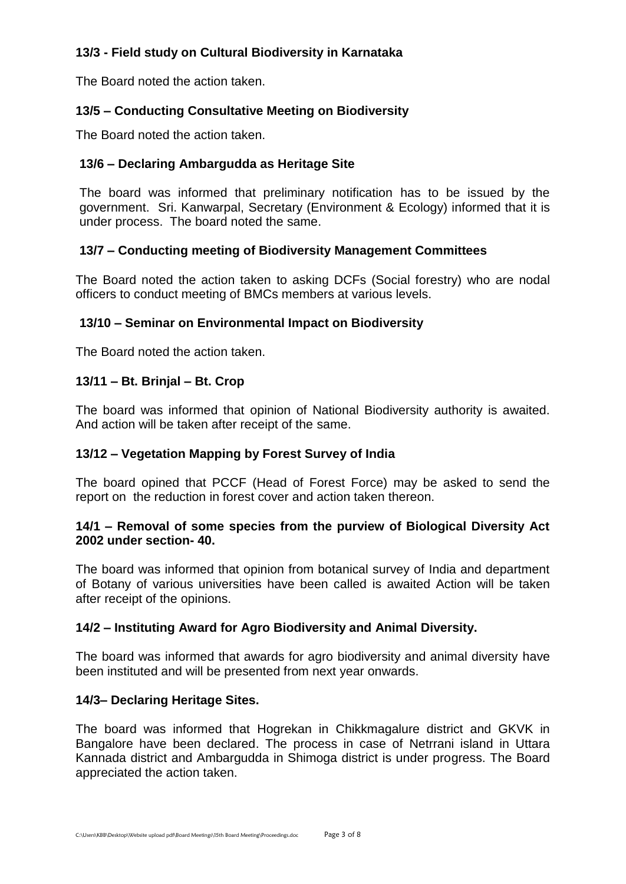**13/3 - Field study on Cultural Biodiversity in Karnataka**

The Board noted the action taken.

**13/5 – Conducting Consultative Meeting on Biodiversity**

The Board noted the action taken.

**13/6 – Declaring Ambargudda as Heritage Site**

The board was informed that preliminary notification has to be issued by the government. Sri. Kanwarpal, Secretary (Environment & Ecology) informed that it is under process. The board noted the same.

**13/7 – Conducting meeting of Biodiversity Management Committees**

The Board noted the action taken to asking DCFs (Social forestry) who are nodal officers to conduct meeting of BMCs members at various levels.

**13/10 – Seminar on Environmental Impact on Biodiversity**

The Board noted the action taken.

**13/11 – Bt. Brinjal – Bt. Crop**

The board was informed that opinion of National Biodiversity authority is awaited. And action will be taken after receipt of the same.

**13/12 – Vegetation Mapping by Forest Survey of India**

The board opined that PCCF (Head of Forest Force) may be asked to send the report on the reduction in forest cover and action taken thereon.

**14/1 – Removal of some species from the purview of Biological Diversity Act 2002 under section- 40.**

The board was informed that opinion from botanical survey of India and department of Botany of various universities have been called is awaited Action will be taken after receipt of the opinions.

**14/2 – Instituting Award for Agro Biodiversity and Animal Diversity.**

The board was informed that awards for agro biodiversity and animal diversity have been instituted and will be presented from next year onwards.

**14/3– Declaring Heritage Sites.**

The board was informed that Hogrekan in Chikkmagalure district and GKVK in Bangalore have been declared. The process in case of Netrrani island in Uttara Kannada district and Ambargudda in Shimoga district is under progress. The Board appreciated the action taken.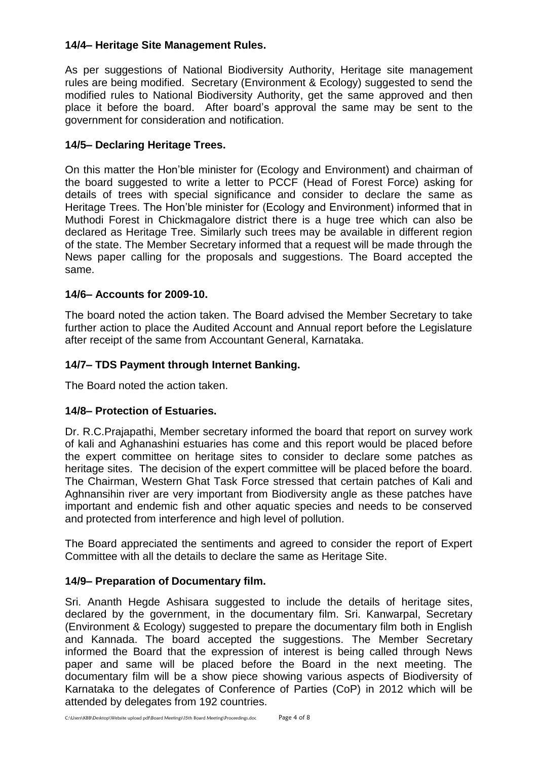### 14/4– Heritage Site Management Rules.

As per suggestions of National Biodiversity Authority, Heritage site management rules are being modified. Secretary (Environment & Ecology) suggested to send the modified rules to National Biodiversity Authority, get the same approved and then place it before the board. After board's approval the same may be sent to the government for consideration and notification.

### 14/5– Declaring Heritage Trees.

On this matter the Hon'ble minister for (Ecology and Environment) and chairman of the board suggested to write a letter to PCCF (Head of Forest Force) asking for details of trees with special significance and consider to declare the same as Heritage Trees. The Hon'ble minister for (Ecology and Environment) informed that in Muthodi Forest in Chickmagalore district there is a huge tree which can also be declared as Heritage Tree. Similarly such trees may be available in different region of the state. The Member Secretary informed that a request will be made through the News paper calling for the proposals and suggestions. The Board accepted the same.

### 14/6– Accounts for 2009-10.

The board noted the action taken. The Board advised the Member Secretary to take further action to place the Audited Account and Annual report before the Legislature after receipt of the same from Accountant General, Karnataka.

### 14/7– TDS Payment through Internet Banking.

The Board noted the action taken.

### 14/8– Protection of Estuaries.

Dr. R.C.Prajapathi, Member secretary informed the board that report on survey work of kali and Aghanashini estuaries has come and this report would be placed before the expert committee on heritage sites to consider to declare some patches as heritage sites. The decision of the expert committee will be placed before the board. The Chairman, Western Ghat Task Force stressed that certain patches of Kali and Aghnansihin river are very important from Biodiversity angle as these patches have important and endemic fish and other aquatic species and needs to be conserved and protected from interference and high level of pollution.

The Board appreciated the sentiments and agreed to consider the report of Expert Committee with all the details to declare the same as Heritage Site.

### 14/9– Preparation of Documentary film.

Sri. Ananth Hegde Ashisara suggested to include the details of heritage sites, declared by the government, in the documentary film. Sri. Kanwarpal, Secretary (Environment & Ecology) suggested to prepare the documentary film both in English and Kannada. The board accepted the suggestions. The Member Secretary informed the Board that the expression of interest is being called through News paper and same will be placed before the Board in the next meeting. The documentary film will be a show piece showing various aspects of Biodiversity of Karnataka to the delegates of Conference of Parties (CoP) in 2012 which will be attended by delegates from 192 countries.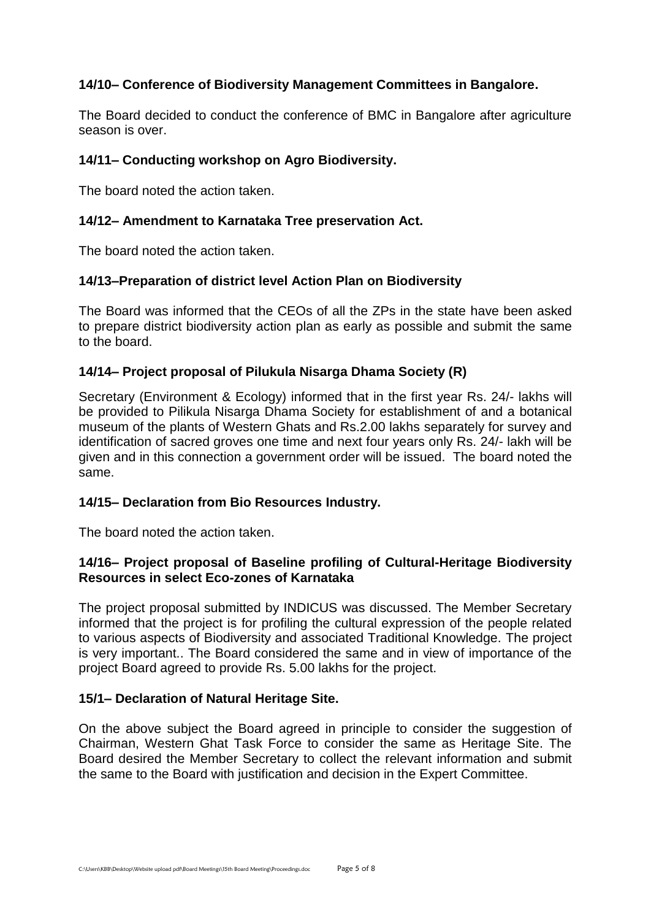**14/10– Conference of Biodiversity Management Committees in Bangalore.**

The Board decided to conduct the conference of BMC in Bangalore after agriculture season is over.

**14/11– Conducting workshop on Agro Biodiversity.**

The board noted the action taken.

**14/12– Amendment to Karnataka Tree preservation Act.**

The board noted the action taken.

**14/13–Preparation of district level Action Plan on Biodiversity**

The Board was informed that the CEOs of all the ZPs in the state have been asked to prepare district biodiversity action plan as early as possible and submit the same to the board.

**14/14– Project proposal of Pilukula Nisarga Dhama Society (R)**

Secretary (Environment & Ecology) informed that in the first year Rs. 24/- lakhs will be provided to Pilikula Nisarga Dhama Society for establishment of and a botanical museum of the plants of Western Ghats and Rs.2.00 lakhs separately for survey and identification of sacred groves one time and next four years only Rs. 24/- lakh will be given and in this connection a government order will be issued. The board noted the same.

**14/15– Declaration from Bio Resources Industry.**

The board noted the action taken.

**14/16– Project proposal of Baseline profiling of Cultural-Heritage Biodiversity Resources in select Eco-zones of Karnataka**

The project proposal submitted by INDICUS was discussed. The Member Secretary informed that the project is for profiling the cultural expression of the people related to various aspects of Biodiversity and associated Traditional Knowledge. The project is very important.. The Board considered the same and in view of importance of the project Board agreed to provide Rs. 5.00 lakhs for the project.

**15/1– Declaration of Natural Heritage Site.**

On the above subject the Board agreed in principle to consider the suggestion of Chairman, Western Ghat Task Force to consider the same as Heritage Site. The Board desired the Member Secretary to collect the relevant information and submit the same to the Board with justification and decision in the Expert Committee.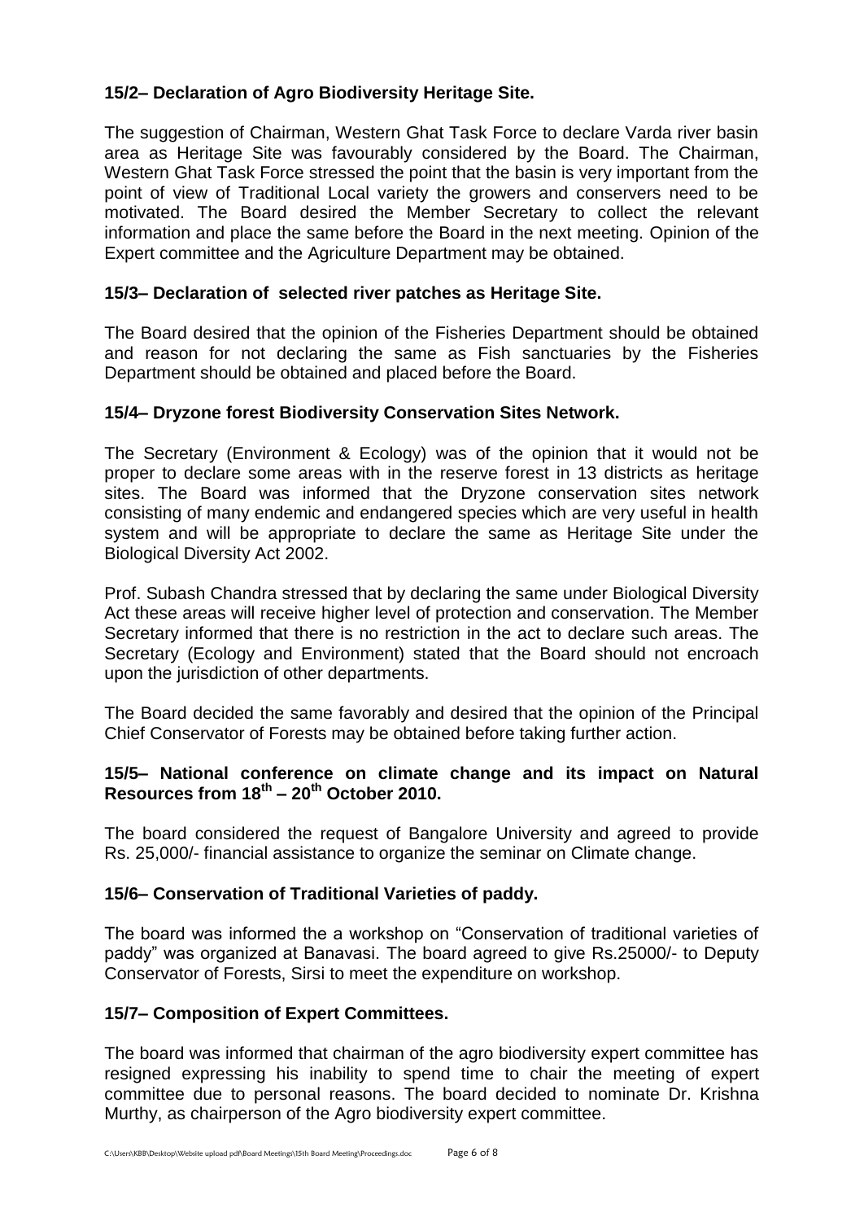**15/2– Declaration of Agro Biodiversity Heritage Site.**

The suggestion of Chairman, Western Ghat Task Force to declare Varda river basin area as Heritage Site was favourably considered by the Board. The Chairman, Western Ghat Task Force stressed the point that the basin is very important from the point of view of Traditional Local variety the growers and conservers need to be motivated. The Board desired the Member Secretary to collect the relevant information and place the same before the Board in the next meeting. Opinion of the Expert committee and the Agriculture Department may be obtained.

**15/3– Declaration of selected river patches as Heritage Site.**

The Board desired that the opinion of the Fisheries Department should be obtained and reason for not declaring the same as Fish sanctuaries by the Fisheries Department should be obtained and placed before the Board.

**15/4– Dryzone forest Biodiversity Conservation Sites Network.**

The Secretary (Environment & Ecology) was of the opinion that it would not be proper to declare some areas with in the reserve forest in 13 districts as heritage sites. The Board was informed that the Dryzone conservation sites network consisting of many endemic and endangered species which are very useful in health system and will be appropriate to declare the same as Heritage Site under the Biological Diversity Act 2002.

Prof. Subash Chandra stressed that by declaring the same under Biological Diversity Act these areas will receive higher level of protection and conservation. The Member Secretary informed that there is no restriction in the act to declare such areas. The Secretary (Ecology and Environment) stated that the Board should not encroach upon the jurisdiction of other departments.

The Board decided the same favorably and desired that the opinion of the Principal Chief Conservator of Forests may be obtained before taking further action.

**15/5– National conference on climate change and its impact on Natural Resources from 18th – 20th October 2010.**

The board considered the request of Bangalore University and agreed to provide Rs. 25,000/- financial assistance to organize the seminar on Climate change.

**15/6– Conservation of Traditional Varieties of paddy.**

The board was informed the a workshop on "Conservation of traditional varieties of paddy" was organized at Banavasi. The board agreed to give Rs.25000/- to Deputy Conservator of Forests, Sirsi to meet the expenditure on workshop.

**15/7– Composition of Expert Committees.**

The board was informed that chairman of the agro biodiversity expert committee has resigned expressing his inability to spend time to chair the meeting of expert committee due to personal reasons. The board decided to nominate Dr. Krishna Murthy, as chairperson of the Agro biodiversity expert committee.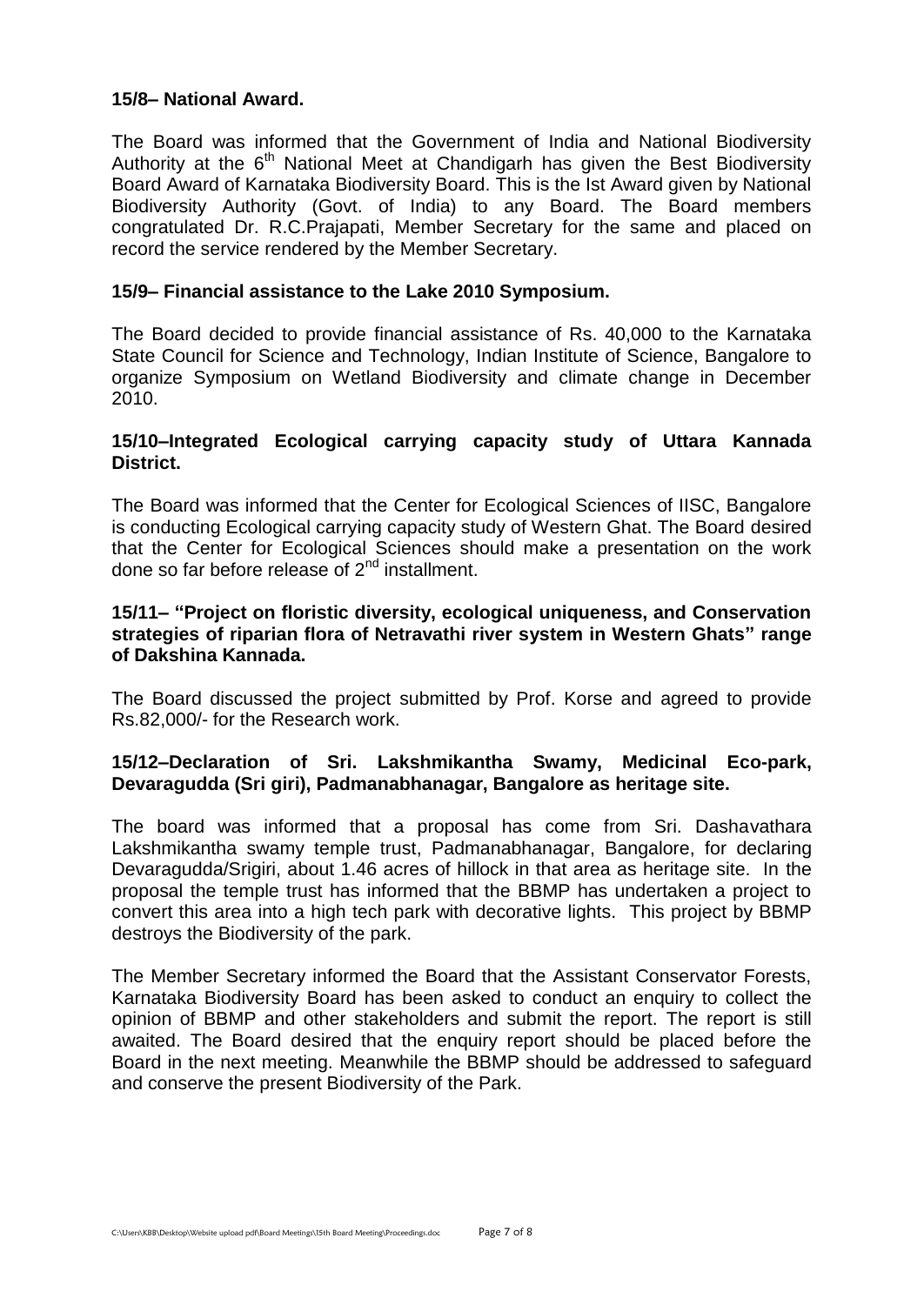**15/8– National Award.**

The Board was informed that the Government of India and National Biodiversity Authority at the 6th National Meet at Chandigarh has given the Best Biodiversity Board Award of Karnataka Biodiversity Board. This is the Ist Award given by National Biodiversity Authority (Govt. of India) to any Board. The Board members congratulated Dr. R.C.Prajapati, Member Secretary for the same and placed on record the service rendered by the Member Secretary.

**15/9– Financial assistance to the Lake 2010 Symposium.**

The Board decided to provide financial assistance of Rs. 40,000 to the Karnataka State Council for Science and Technology, Indian Institute of Science, Bangalore to organize Symposium on Wetland Biodiversity and climate change in December 2010.

**15/10–Integrated Ecological carrying capacity study of Uttara Kannada District.**

The Board was informed that the Center for Ecological Sciences of IISC, Bangalore is conducting Ecological carrying capacity study of Western Ghat. The Board desired that the Center for Ecological Sciences should make a presentation on the work done so far before release of 2nd installment.

**15/11– "Project on floristic diversity, ecological uniqueness, and Conservation strategies of riparian flora of Netravathi river system in Western Ghats" range of Dakshina Kannada.**

The Board discussed the project submitted by Prof. Korse and agreed to provide Rs.82,000/- for the Research work.

**15/12–Declaration of Sri. Lakshmikantha Swamy, Medicinal Eco-park, Devaragudda (Sri giri), Padmanabhanagar, Bangalore as heritage site.**

The board was informed that a proposal has come from Sri. Dashavathara Lakshmikantha swamy temple trust, Padmanabhanagar, Bangalore, for declaring Devaragudda/Srigiri, about 1.46 acres of hillock in that area as heritage site. In the proposal the temple trust has informed that the BBMP has undertaken a project to convert this area into a high tech park with decorative lights. This project by BBMP destroys the Biodiversity of the park.

The Member Secretary informed the Board that the Assistant Conservator Forests, Karnataka Biodiversity Board has been asked to conduct an enquiry to collect the opinion of BBMP and other stakeholders and submit the report. The report is still awaited. The Board desired that the enquiry report should be placed before the Board in the next meeting. Meanwhile the BBMP should be addressed to safeguard and conserve the present Biodiversity of the Park.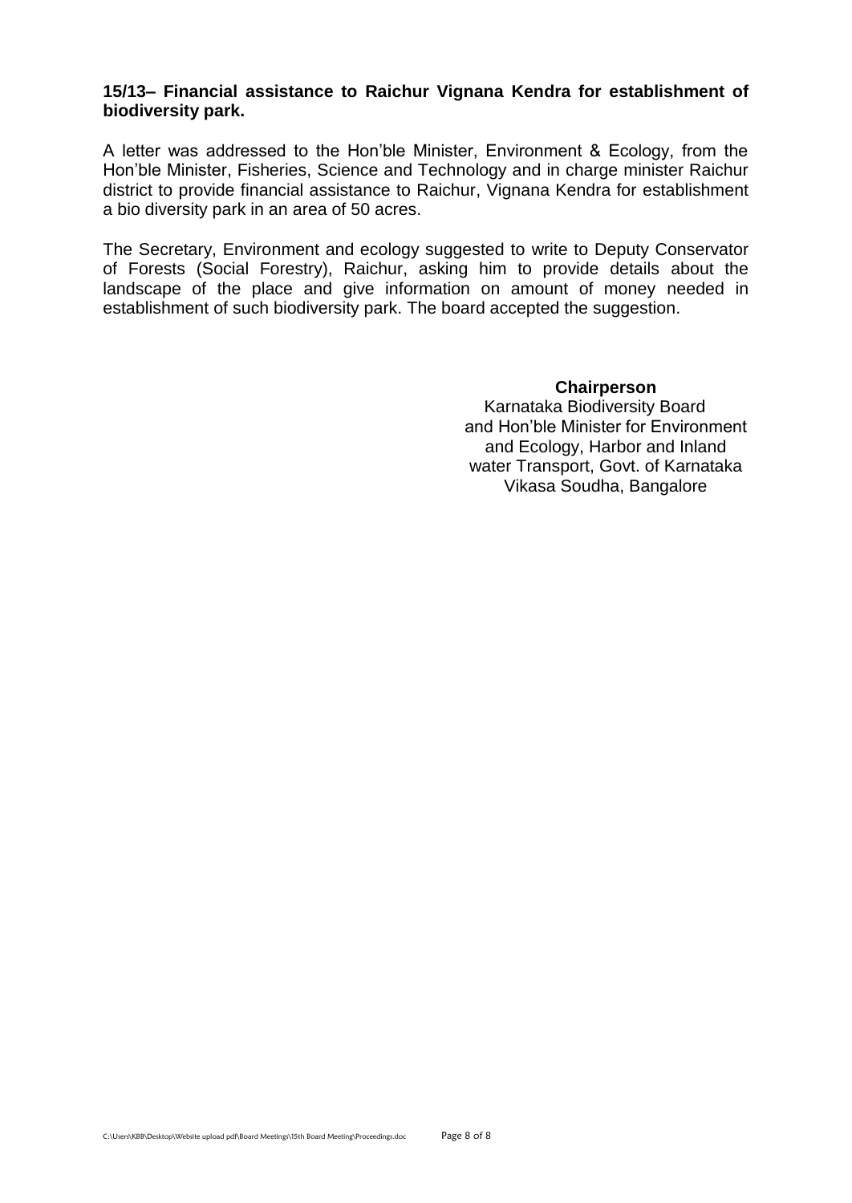**15/13– Financial assistance to Raichur Vignana Kendra for establishment of biodiversity park.**

A letter was addressed to the Hon'ble Minister, Environment & Ecology, from the Hon'ble Minister, Fisheries, Science and Technology and in charge minister Raichur district to provide financial assistance to Raichur, Vignana Kendra for establishment a bio diversity park in an area of 50 acres.

The Secretary, Environment and ecology suggested to write to Deputy Conservator of Forests (Social Forestry), Raichur, asking him to provide details about the landscape of the place and give information on amount of money needed in establishment of such biodiversity park. The board accepted the suggestion.

**Chairperson**
Karnataka Biodiversity Board
and Hon'ble Minister for Environment
and Ecology, Harbor and Inland
water Transport, Govt. of Karnataka
Vikasa Soudha, Bangalore